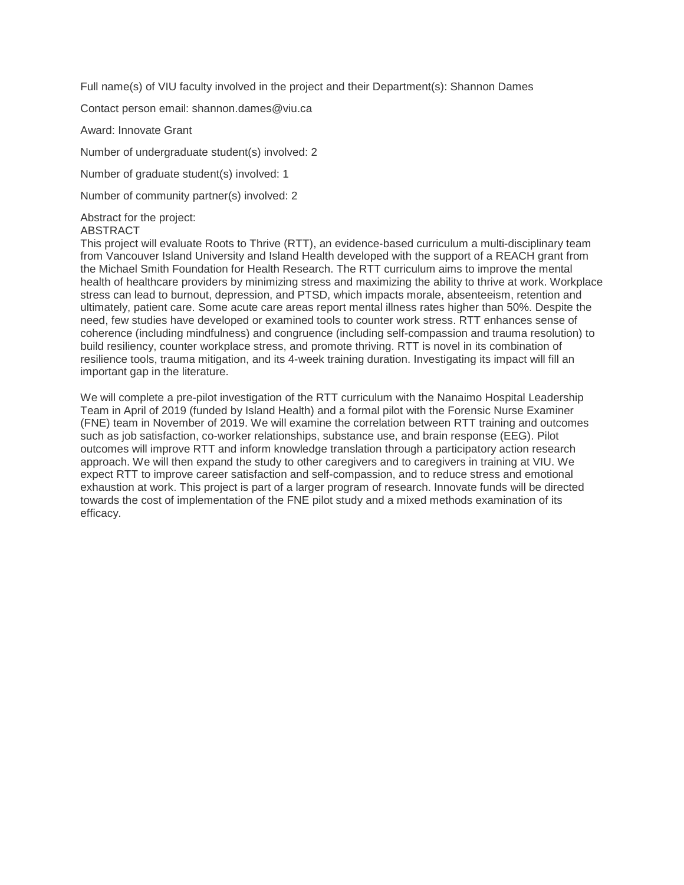Full name(s) of VIU faculty involved in the project and their Department(s): Shannon Dames

Contact person email: shannon.dames@viu.ca

Award: Innovate Grant

Number of undergraduate student(s) involved: 2

Number of graduate student(s) involved: 1

Number of community partner(s) involved: 2

Abstract for the project:

ABSTRACT

This project will evaluate Roots to Thrive (RTT), an evidence-based curriculum a multi-disciplinary team from Vancouver Island University and Island Health developed with the support of a REACH grant from the Michael Smith Foundation for Health Research. The RTT curriculum aims to improve the mental health of healthcare providers by minimizing stress and maximizing the ability to thrive at work. Workplace stress can lead to burnout, depression, and PTSD, which impacts morale, absenteeism, retention and ultimately, patient care. Some acute care areas report mental illness rates higher than 50%. Despite the need, few studies have developed or examined tools to counter work stress. RTT enhances sense of coherence (including mindfulness) and congruence (including self-compassion and trauma resolution) to build resiliency, counter workplace stress, and promote thriving. RTT is novel in its combination of resilience tools, trauma mitigation, and its 4-week training duration. Investigating its impact will fill an important gap in the literature.

We will complete a pre-pilot investigation of the RTT curriculum with the Nanaimo Hospital Leadership Team in April of 2019 (funded by Island Health) and a formal pilot with the Forensic Nurse Examiner (FNE) team in November of 2019. We will examine the correlation between RTT training and outcomes such as job satisfaction, co-worker relationships, substance use, and brain response (EEG). Pilot outcomes will improve RTT and inform knowledge translation through a participatory action research approach. We will then expand the study to other caregivers and to caregivers in training at VIU. We expect RTT to improve career satisfaction and self-compassion, and to reduce stress and emotional exhaustion at work. This project is part of a larger program of research. Innovate funds will be directed towards the cost of implementation of the FNE pilot study and a mixed methods examination of its efficacy.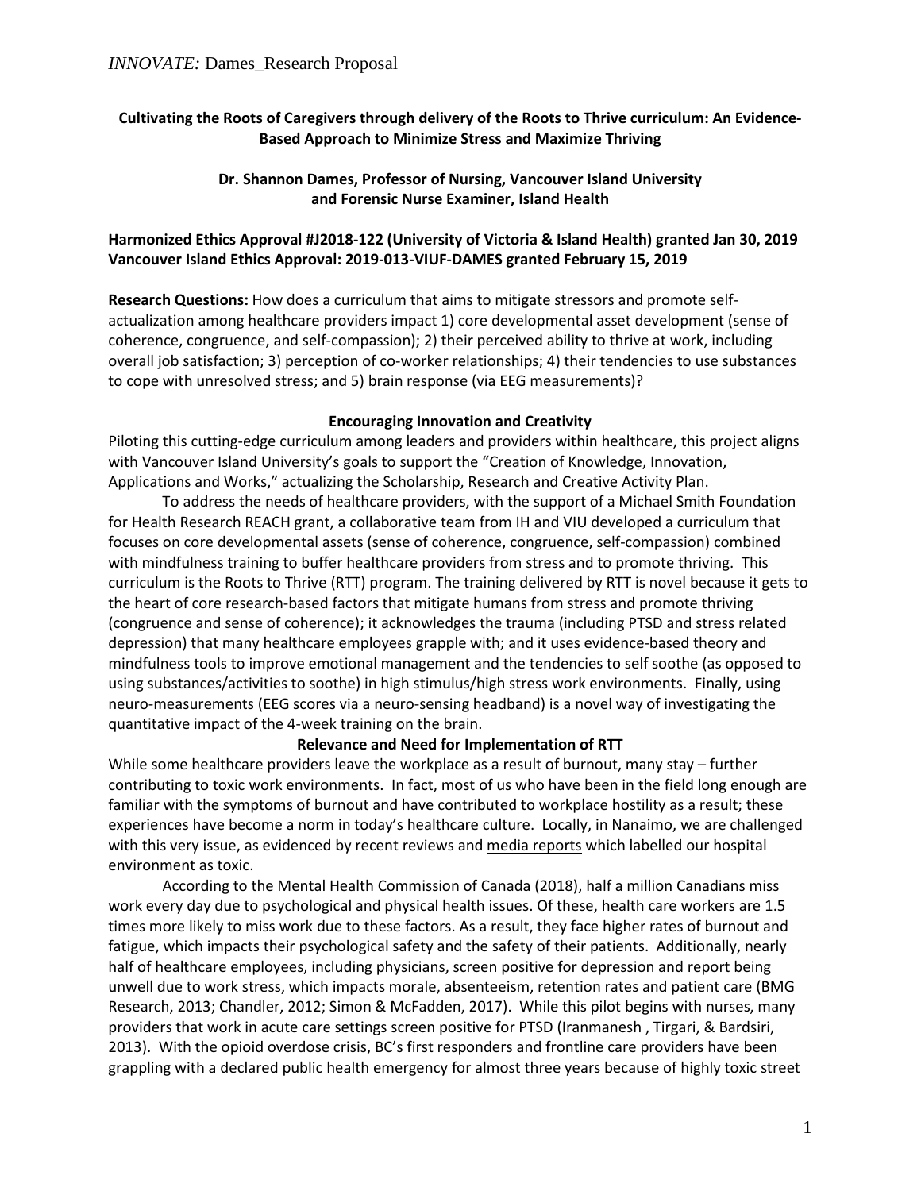**Cultivating the Roots of Caregivers through delivery of the Roots to Thrive curriculum: An Evidence-Based Approach to Minimize Stress and Maximize Thriving**

**Dr. Shannon Dames, Professor of Nursing, Vancouver Island University and Forensic Nurse Examiner, Island Health**

**Harmonized Ethics Approval #J2018-122 (University of Victoria & Island Health) granted Jan 30, 2019**
**Vancouver Island Ethics Approval: 2019-013-VIUF-DAMES granted February 15, 2019**

**Research Questions:** How does a curriculum that aims to mitigate stressors and promote self-actualization among healthcare providers impact 1) core developmental asset development (sense of coherence, congruence, and self-compassion); 2) their perceived ability to thrive at work, including overall job satisfaction; 3) perception of co-worker relationships; 4) their tendencies to use substances to cope with unresolved stress; and 5) brain response (via EEG measurements)?

**Encouraging Innovation and Creativity**

Piloting this cutting-edge curriculum among leaders and providers within healthcare, this project aligns with Vancouver Island University's goals to support the "Creation of Knowledge, Innovation, Applications and Works," actualizing the Scholarship, Research and Creative Activity Plan.

To address the needs of healthcare providers, with the support of a Michael Smith Foundation for Health Research REACH grant, a collaborative team from IH and VIU developed a curriculum that focuses on core developmental assets (sense of coherence, congruence, self-compassion) combined with mindfulness training to buffer healthcare providers from stress and to promote thriving. This curriculum is the Roots to Thrive (RTT) program. The training delivered by RTT is novel because it gets to the heart of core research-based factors that mitigate humans from stress and promote thriving (congruence and sense of coherence); it acknowledges the trauma (including PTSD and stress related depression) that many healthcare employees grapple with; and it uses evidence-based theory and mindfulness tools to improve emotional management and the tendencies to self soothe (as opposed to using substances/activities to soothe) in high stimulus/high stress work environments. Finally, using neuro-measurements (EEG scores via a neuro-sensing headband) is a novel way of investigating the quantitative impact of the 4-week training on the brain.

**Relevance and Need for Implementation of RTT**

While some healthcare providers leave the workplace as a result of burnout, many stay – further contributing to toxic work environments. In fact, most of us who have been in the field long enough are familiar with the symptoms of burnout and have contributed to workplace hostility as a result; these experiences have become a norm in today's healthcare culture. Locally, in Nanaimo, we are challenged with this very issue, as evidenced by recent reviews and media reports which labelled our hospital environment as toxic.

According to the Mental Health Commission of Canada (2018), half a million Canadians miss work every day due to psychological and physical health issues. Of these, health care workers are 1.5 times more likely to miss work due to these factors. As a result, they face higher rates of burnout and fatigue, which impacts their psychological safety and the safety of their patients. Additionally, nearly half of healthcare employees, including physicians, screen positive for depression and report being unwell due to work stress, which impacts morale, absenteeism, retention rates and patient care (BMG Research, 2013; Chandler, 2012; Simon & McFadden, 2017). While this pilot begins with nurses, many providers that work in acute care settings screen positive for PTSD (Iranmanesh , Tirgari, & Bardsiri, 2013). With the opioid overdose crisis, BC's first responders and frontline care providers have been grappling with a declared public health emergency for almost three years because of highly toxic street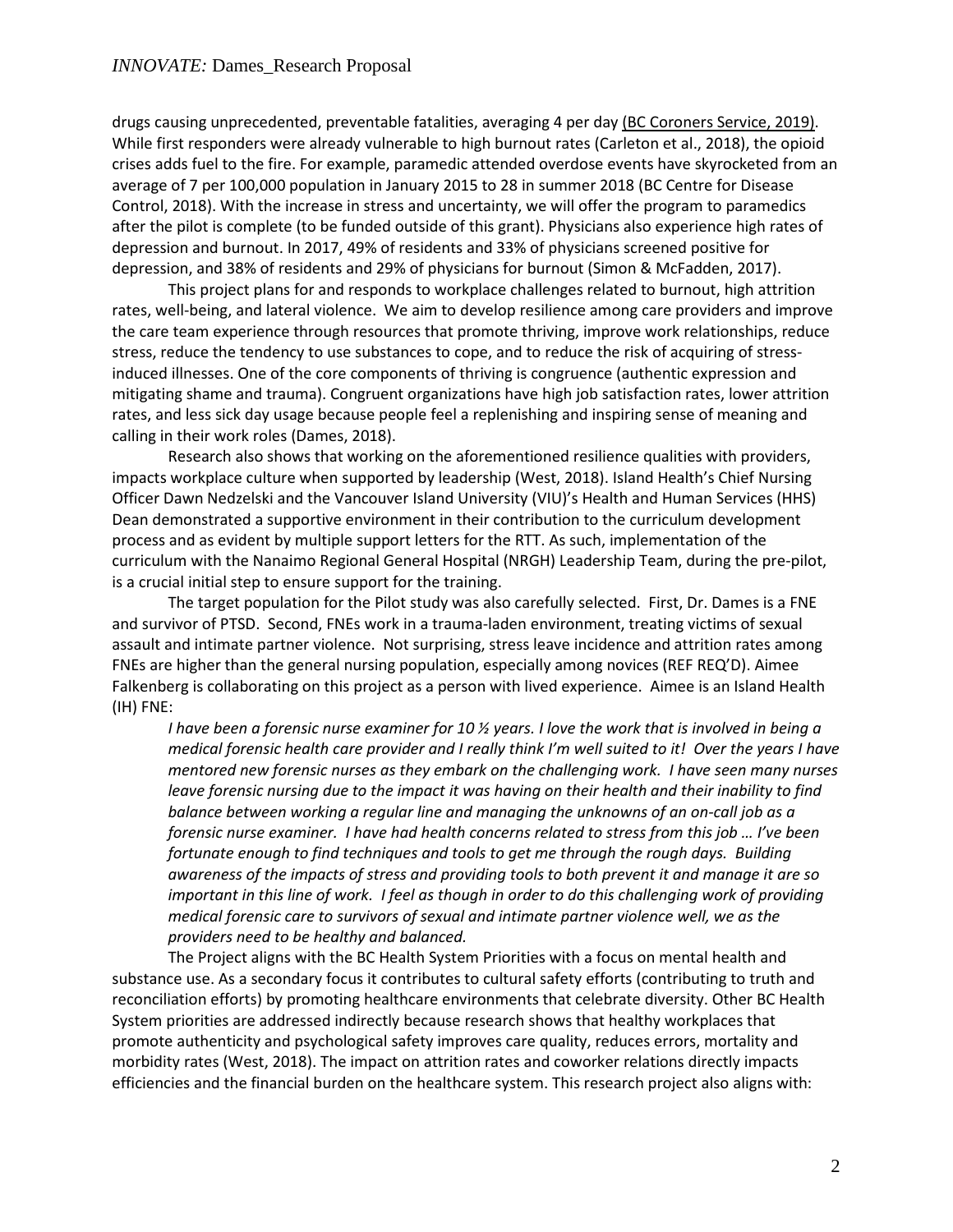drugs causing unprecedented, preventable fatalities, averaging 4 per day (BC Coroners Service, 2019). While first responders were already vulnerable to high burnout rates (Carleton et al., 2018), the opioid crises adds fuel to the fire. For example, paramedic attended overdose events have skyrocketed from an average of 7 per 100,000 population in January 2015 to 28 in summer 2018 (BC Centre for Disease Control, 2018). With the increase in stress and uncertainty, we will offer the program to paramedics after the pilot is complete (to be funded outside of this grant). Physicians also experience high rates of depression and burnout. In 2017, 49% of residents and 33% of physicians screened positive for depression, and 38% of residents and 29% of physicians for burnout (Simon & McFadden, 2017).

This project plans for and responds to workplace challenges related to burnout, high attrition rates, well-being, and lateral violence. We aim to develop resilience among care providers and improve the care team experience through resources that promote thriving, improve work relationships, reduce stress, reduce the tendency to use substances to cope, and to reduce the risk of acquiring of stress-induced illnesses. One of the core components of thriving is congruence (authentic expression and mitigating shame and trauma). Congruent organizations have high job satisfaction rates, lower attrition rates, and less sick day usage because people feel a replenishing and inspiring sense of meaning and calling in their work roles (Dames, 2018).

Research also shows that working on the aforementioned resilience qualities with providers, impacts workplace culture when supported by leadership (West, 2018). Island Health's Chief Nursing Officer Dawn Nedzelski and the Vancouver Island University (VIU)'s Health and Human Services (HHS) Dean demonstrated a supportive environment in their contribution to the curriculum development process and as evident by multiple support letters for the RTT. As such, implementation of the curriculum with the Nanaimo Regional General Hospital (NRGH) Leadership Team, during the pre-pilot, is a crucial initial step to ensure support for the training.

The target population for the Pilot study was also carefully selected. First, Dr. Dames is a FNE and survivor of PTSD. Second, FNEs work in a trauma-laden environment, treating victims of sexual assault and intimate partner violence. Not surprising, stress leave incidence and attrition rates among FNEs are higher than the general nursing population, especially among novices (REF REQ'D). Aimee Falkenberg is collaborating on this project as a person with lived experience. Aimee is an Island Health (IH) FNE:

> *I have been a forensic nurse examiner for 10 ½ years. I love the work that is involved in being a medical forensic health care provider and I really think I'm well suited to it! Over the years I have mentored new forensic nurses as they embark on the challenging work. I have seen many nurses leave forensic nursing due to the impact it was having on their health and their inability to find balance between working a regular line and managing the unknowns of an on-call job as a forensic nurse examiner. I have had health concerns related to stress from this job … I've been fortunate enough to find techniques and tools to get me through the rough days. Building awareness of the impacts of stress and providing tools to both prevent it and manage it are so important in this line of work. I feel as though in order to do this challenging work of providing medical forensic care to survivors of sexual and intimate partner violence well, we as the providers need to be healthy and balanced.*

The Project aligns with the BC Health System Priorities with a focus on mental health and substance use. As a secondary focus it contributes to cultural safety efforts (contributing to truth and reconciliation efforts) by promoting healthcare environments that celebrate diversity. Other BC Health System priorities are addressed indirectly because research shows that healthy workplaces that promote authenticity and psychological safety improves care quality, reduces errors, mortality and morbidity rates (West, 2018). The impact on attrition rates and coworker relations directly impacts efficiencies and the financial burden on the healthcare system. This research project also aligns with: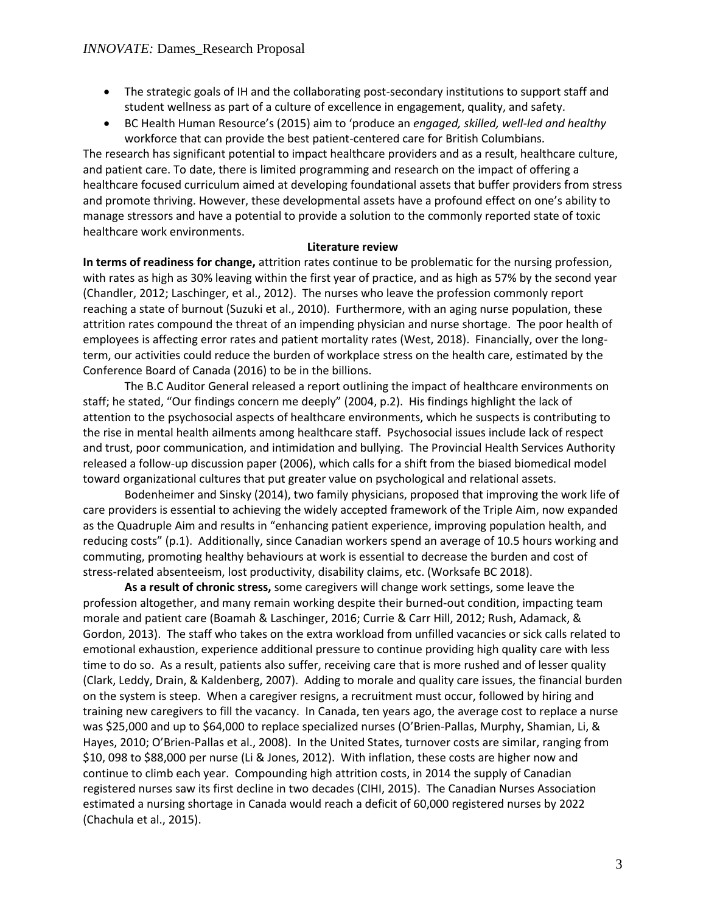- The strategic goals of IH and the collaborating post-secondary institutions to support staff and student wellness as part of a culture of excellence in engagement, quality, and safety.
- BC Health Human Resource's (2015) aim to 'produce an *engaged, skilled, well-led and healthy* workforce that can provide the best patient-centered care for British Columbians.

The research has significant potential to impact healthcare providers and as a result, healthcare culture, and patient care. To date, there is limited programming and research on the impact of offering a healthcare focused curriculum aimed at developing foundational assets that buffer providers from stress and promote thriving. However, these developmental assets have a profound effect on one's ability to manage stressors and have a potential to provide a solution to the commonly reported state of toxic healthcare work environments.

## Literature review

**In terms of readiness for change,** attrition rates continue to be problematic for the nursing profession, with rates as high as 30% leaving within the first year of practice, and as high as 57% by the second year (Chandler, 2012; Laschinger, et al., 2012). The nurses who leave the profession commonly report reaching a state of burnout (Suzuki et al., 2010). Furthermore, with an aging nurse population, these attrition rates compound the threat of an impending physician and nurse shortage. The poor health of employees is affecting error rates and patient mortality rates (West, 2018). Financially, over the long-term, our activities could reduce the burden of workplace stress on the health care, estimated by the Conference Board of Canada (2016) to be in the billions.

The B.C Auditor General released a report outlining the impact of healthcare environments on staff; he stated, "Our findings concern me deeply" (2004, p.2). His findings highlight the lack of attention to the psychosocial aspects of healthcare environments, which he suspects is contributing to the rise in mental health ailments among healthcare staff. Psychosocial issues include lack of respect and trust, poor communication, and intimidation and bullying. The Provincial Health Services Authority released a follow-up discussion paper (2006), which calls for a shift from the biased biomedical model toward organizational cultures that put greater value on psychological and relational assets.

Bodenheimer and Sinsky (2014), two family physicians, proposed that improving the work life of care providers is essential to achieving the widely accepted framework of the Triple Aim, now expanded as the Quadruple Aim and results in "enhancing patient experience, improving population health, and reducing costs" (p.1). Additionally, since Canadian workers spend an average of 10.5 hours working and commuting, promoting healthy behaviours at work is essential to decrease the burden and cost of stress-related absenteeism, lost productivity, disability claims, etc. (Worksafe BC 2018).

**As a result of chronic stress,** some caregivers will change work settings, some leave the profession altogether, and many remain working despite their burned-out condition, impacting team morale and patient care (Boamah & Laschinger, 2016; Currie & Carr Hill, 2012; Rush, Adamack, & Gordon, 2013). The staff who takes on the extra workload from unfilled vacancies or sick calls related to emotional exhaustion, experience additional pressure to continue providing high quality care with less time to do so. As a result, patients also suffer, receiving care that is more rushed and of lesser quality (Clark, Leddy, Drain, & Kaldenberg, 2007). Adding to morale and quality care issues, the financial burden on the system is steep. When a caregiver resigns, a recruitment must occur, followed by hiring and training new caregivers to fill the vacancy. In Canada, ten years ago, the average cost to replace a nurse was $25,000 and up to $64,000 to replace specialized nurses (O'Brien-Pallas, Murphy, Shamian, Li, & Hayes, 2010; O'Brien-Pallas et al., 2008). In the United States, turnover costs are similar, ranging from $10, 098 to $88,000 per nurse (Li & Jones, 2012). With inflation, these costs are higher now and continue to climb each year. Compounding high attrition costs, in 2014 the supply of Canadian registered nurses saw its first decline in two decades (CIHI, 2015). The Canadian Nurses Association estimated a nursing shortage in Canada would reach a deficit of 60,000 registered nurses by 2022 (Chachula et al., 2015).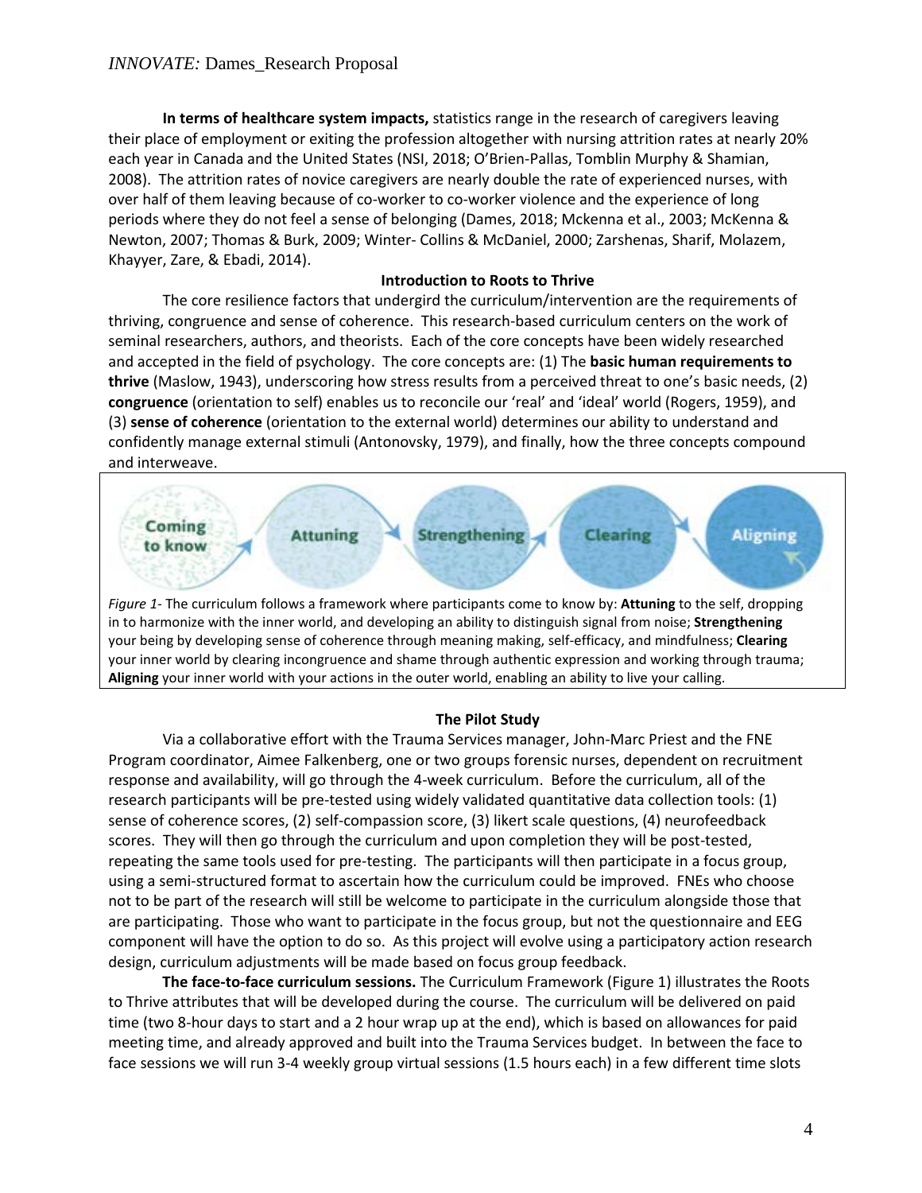**In terms of healthcare system impacts,** statistics range in the research of caregivers leaving their place of employment or exiting the profession altogether with nursing attrition rates at nearly 20% each year in Canada and the United States (NSI, 2018; O'Brien-Pallas, Tomblin Murphy & Shamian, 2008). The attrition rates of novice caregivers are nearly double the rate of experienced nurses, with over half of them leaving because of co-worker to co-worker violence and the experience of long periods where they do not feel a sense of belonging (Dames, 2018; Mckenna et al., 2003; McKenna & Newton, 2007; Thomas & Burk, 2009; Winter- Collins & McDaniel, 2000; Zarshenas, Sharif, Molazem, Khayyer, Zare, & Ebadi, 2014).

## Introduction to Roots to Thrive

The core resilience factors that undergird the curriculum/intervention are the requirements of thriving, congruence and sense of coherence. This research-based curriculum centers on the work of seminal researchers, authors, and theorists. Each of the core concepts have been widely researched and accepted in the field of psychology. The core concepts are: (1) The **basic human requirements to thrive** (Maslow, 1943), underscoring how stress results from a perceived threat to one's basic needs, (2) **congruence** (orientation to self) enables us to reconcile our 'real' and 'ideal' world (Rogers, 1959), and (3) **sense of coherence** (orientation to the external world) determines our ability to understand and confidently manage external stimuli (Antonovsky, 1979), and finally, how the three concepts compound and interweave.

Coming to know → Attuning → Strengthening → Clearing → Aligning

*Figure 1*- The curriculum follows a framework where participants come to know by: **Attuning** to the self, dropping in to harmonize with the inner world, and developing an ability to distinguish signal from noise; **Strengthening** your being by developing sense of coherence through meaning making, self-efficacy, and mindfulness; **Clearing** your inner world by clearing incongruence and shame through authentic expression and working through trauma; **Aligning** your inner world with your actions in the outer world, enabling an ability to live your calling.

## The Pilot Study

Via a collaborative effort with the Trauma Services manager, John-Marc Priest and the FNE Program coordinator, Aimee Falkenberg, one or two groups forensic nurses, dependent on recruitment response and availability, will go through the 4-week curriculum. Before the curriculum, all of the research participants will be pre-tested using widely validated quantitative data collection tools: (1) sense of coherence scores, (2) self-compassion score, (3) likert scale questions, (4) neurofeedback scores. They will then go through the curriculum and upon completion they will be post-tested, repeating the same tools used for pre-testing. The participants will then participate in a focus group, using a semi-structured format to ascertain how the curriculum could be improved. FNEs who choose not to be part of the research will still be welcome to participate in the curriculum alongside those that are participating. Those who want to participate in the focus group, but not the questionnaire and EEG component will have the option to do so. As this project will evolve using a participatory action research design, curriculum adjustments will be made based on focus group feedback.

**The face-to-face curriculum sessions.** The Curriculum Framework (Figure 1) illustrates the Roots to Thrive attributes that will be developed during the course. The curriculum will be delivered on paid time (two 8-hour days to start and a 2 hour wrap up at the end), which is based on allowances for paid meeting time, and already approved and built into the Trauma Services budget. In between the face to face sessions we will run 3-4 weekly group virtual sessions (1.5 hours each) in a few different time slots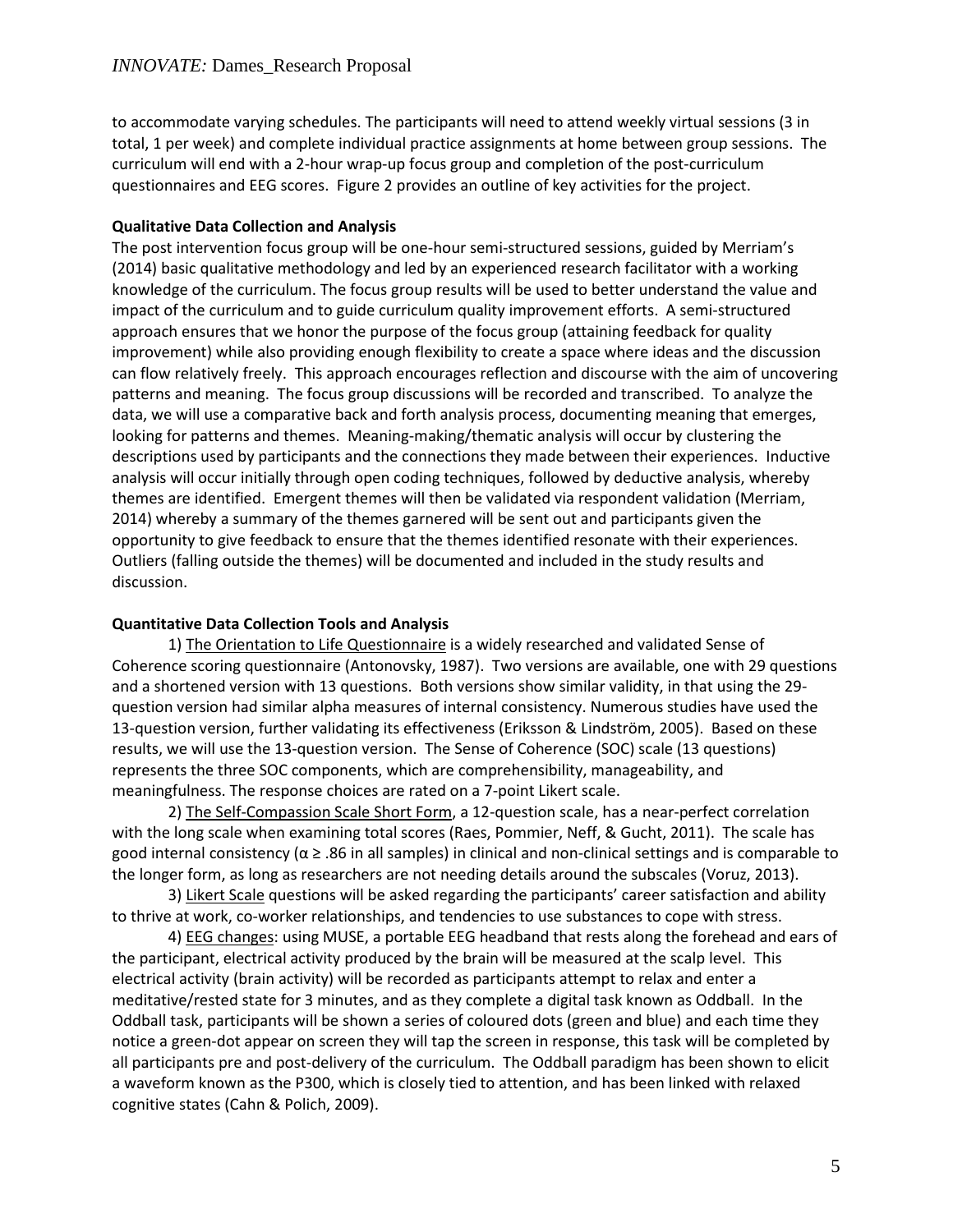to accommodate varying schedules. The participants will need to attend weekly virtual sessions (3 in total, 1 per week) and complete individual practice assignments at home between group sessions. The curriculum will end with a 2-hour wrap-up focus group and completion of the post-curriculum questionnaires and EEG scores. Figure 2 provides an outline of key activities for the project.

**Qualitative Data Collection and Analysis**

The post intervention focus group will be one-hour semi-structured sessions, guided by Merriam's (2014) basic qualitative methodology and led by an experienced research facilitator with a working knowledge of the curriculum. The focus group results will be used to better understand the value and impact of the curriculum and to guide curriculum quality improvement efforts. A semi-structured approach ensures that we honor the purpose of the focus group (attaining feedback for quality improvement) while also providing enough flexibility to create a space where ideas and the discussion can flow relatively freely. This approach encourages reflection and discourse with the aim of uncovering patterns and meaning. The focus group discussions will be recorded and transcribed. To analyze the data, we will use a comparative back and forth analysis process, documenting meaning that emerges, looking for patterns and themes. Meaning-making/thematic analysis will occur by clustering the descriptions used by participants and the connections they made between their experiences. Inductive analysis will occur initially through open coding techniques, followed by deductive analysis, whereby themes are identified. Emergent themes will then be validated via respondent validation (Merriam, 2014) whereby a summary of the themes garnered will be sent out and participants given the opportunity to give feedback to ensure that the themes identified resonate with their experiences. Outliers (falling outside the themes) will be documented and included in the study results and discussion.

**Quantitative Data Collection Tools and Analysis**

1) <u>The Orientation to Life Questionnaire</u> is a widely researched and validated Sense of Coherence scoring questionnaire (Antonovsky, 1987). Two versions are available, one with 29 questions and a shortened version with 13 questions. Both versions show similar validity, in that using the 29-question version had similar alpha measures of internal consistency. Numerous studies have used the 13-question version, further validating its effectiveness (Eriksson & Lindström, 2005). Based on these results, we will use the 13-question version. The Sense of Coherence (SOC) scale (13 questions) represents the three SOC components, which are comprehensibility, manageability, and meaningfulness. The response choices are rated on a 7-point Likert scale.

2) <u>The Self-Compassion Scale Short Form</u>, a 12-question scale, has a near-perfect correlation with the long scale when examining total scores (Raes, Pommier, Neff, & Gucht, 2011). The scale has good internal consistency ($\alpha \geq .86$ in all samples) in clinical and non-clinical settings and is comparable to the longer form, as long as researchers are not needing details around the subscales (Voruz, 2013).

3) <u>Likert Scale</u> questions will be asked regarding the participants' career satisfaction and ability to thrive at work, co-worker relationships, and tendencies to use substances to cope with stress.

4) <u>EEG changes</u>: using MUSE, a portable EEG headband that rests along the forehead and ears of the participant, electrical activity produced by the brain will be measured at the scalp level. This electrical activity (brain activity) will be recorded as participants attempt to relax and enter a meditative/rested state for 3 minutes, and as they complete a digital task known as Oddball. In the Oddball task, participants will be shown a series of coloured dots (green and blue) and each time they notice a green-dot appear on screen they will tap the screen in response, this task will be completed by all participants pre and post-delivery of the curriculum. The Oddball paradigm has been shown to elicit a waveform known as the P300, which is closely tied to attention, and has been linked with relaxed cognitive states (Cahn & Polich, 2009).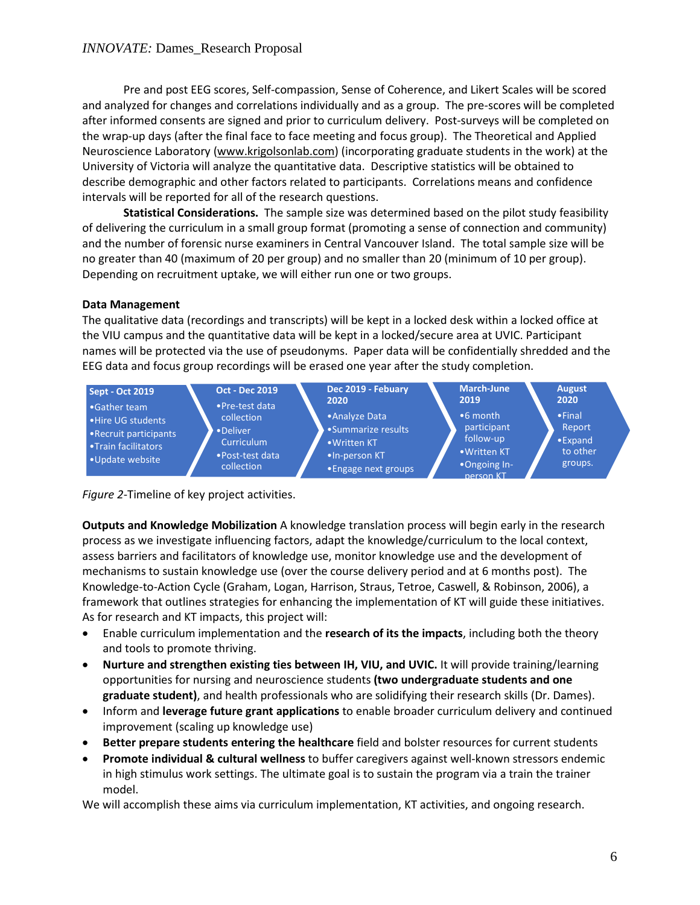Pre and post EEG scores, Self-compassion, Sense of Coherence, and Likert Scales will be scored and analyzed for changes and correlations individually and as a group. The pre-scores will be completed after informed consents are signed and prior to curriculum delivery. Post-surveys will be completed on the wrap-up days (after the final face to face meeting and focus group). The Theoretical and Applied Neuroscience Laboratory (www.krigolsonlab.com) (incorporating graduate students in the work) at the University of Victoria will analyze the quantitative data. Descriptive statistics will be obtained to describe demographic and other factors related to participants. Correlations means and confidence intervals will be reported for all of the research questions.

**Statistical Considerations.** The sample size was determined based on the pilot study feasibility of delivering the curriculum in a small group format (promoting a sense of connection and community) and the number of forensic nurse examiners in Central Vancouver Island. The total sample size will be no greater than 40 (maximum of 20 per group) and no smaller than 20 (minimum of 10 per group). Depending on recruitment uptake, we will either run one or two groups.

**Data Management**

The qualitative data (recordings and transcripts) will be kept in a locked desk within a locked office at the VIU campus and the quantitative data will be kept in a locked/secure area at UVIC. Participant names will be protected via the use of pseudonyms. Paper data will be confidentially shredded and the EEG data and focus group recordings will be erased one year after the study completion.

| Sept - Oct 2019 | Oct - Dec 2019 | Dec 2019 - Febuary 2020 | March-June 2019 | August 2020 |
|---|---|---|---|---|
| • Gather team<br>• Hire UG students<br>• Recruit participants<br>• Train facilitators<br>• Update website | • Pre-test data collection<br>• Deliver Curriculum<br>• Post-test data collection | • Analyze Data<br>• Summarize results<br>• Written KT<br>• In-person KT<br>• Engage next groups | • 6 month participant follow-up<br>• Written KT<br>• Ongoing In-person KT | • Final Report<br>• Expand to other groups. |

*Figure 2*-Timeline of key project activities.

**Outputs and Knowledge Mobilization** A knowledge translation process will begin early in the research process as we investigate influencing factors, adapt the knowledge/curriculum to the local context, assess barriers and facilitators of knowledge use, monitor knowledge use and the development of mechanisms to sustain knowledge use (over the course delivery period and at 6 months post). The Knowledge-to-Action Cycle (Graham, Logan, Harrison, Straus, Tetroe, Caswell, & Robinson, 2006), a framework that outlines strategies for enhancing the implementation of KT will guide these initiatives. As for research and KT impacts, this project will:

- Enable curriculum implementation and the **research of its the impacts**, including both the theory and tools to promote thriving.
- **Nurture and strengthen existing ties between IH, VIU, and UVIC.** It will provide training/learning opportunities for nursing and neuroscience students **(two undergraduate students and one graduate student)**, and health professionals who are solidifying their research skills (Dr. Dames).
- Inform and **leverage future grant applications** to enable broader curriculum delivery and continued improvement (scaling up knowledge use)
- **Better prepare students entering the healthcare** field and bolster resources for current students
- **Promote individual & cultural wellness** to buffer caregivers against well-known stressors endemic in high stimulus work settings. The ultimate goal is to sustain the program via a train the trainer model.

We will accomplish these aims via curriculum implementation, KT activities, and ongoing research.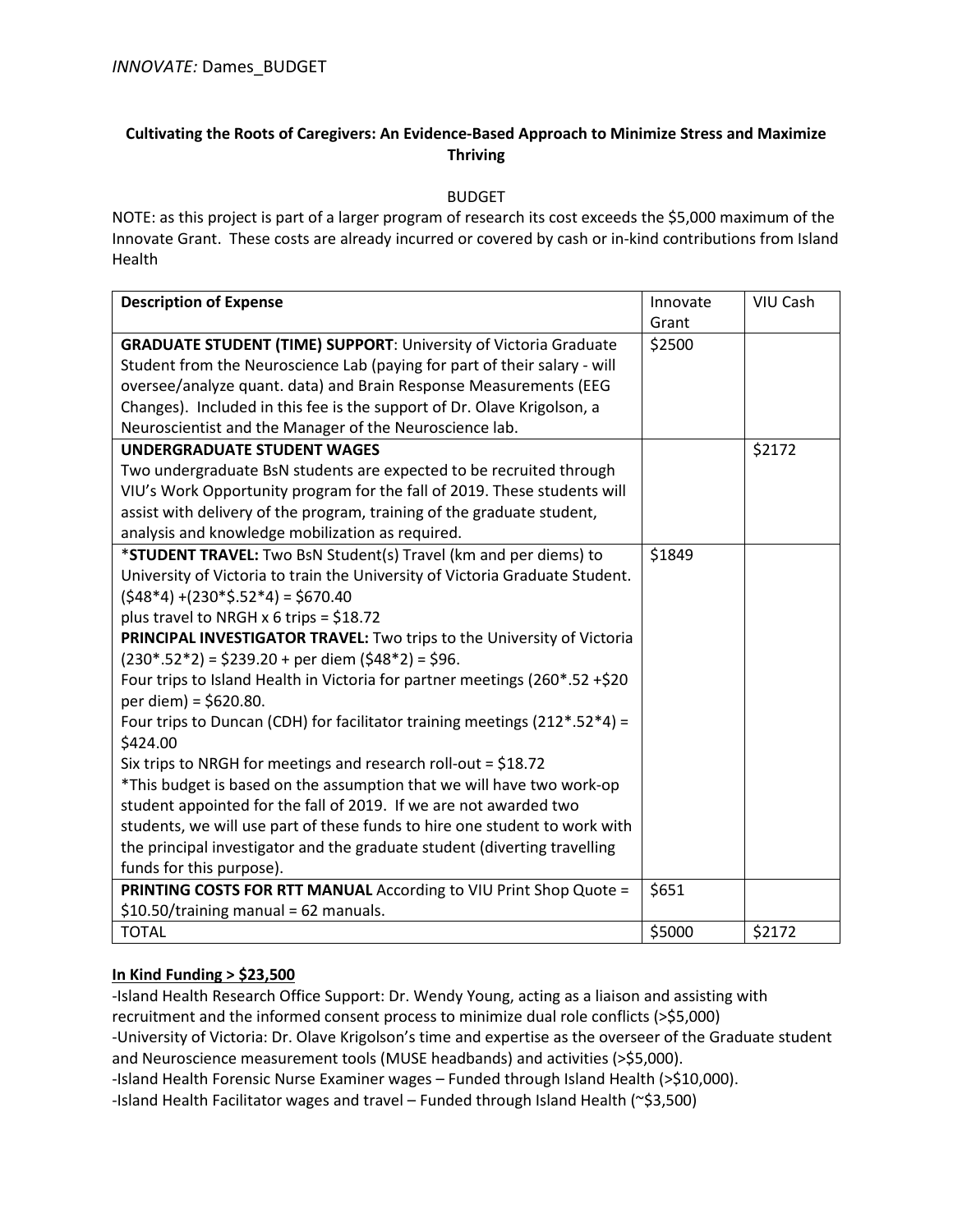*INNOVATE:* Dames_BUDGET

**Cultivating the Roots of Caregivers: An Evidence-Based Approach to Minimize Stress and Maximize Thriving**

BUDGET

NOTE: as this project is part of a larger program of research its cost exceeds the $5,000 maximum of the Innovate Grant. These costs are already incurred or covered by cash or in-kind contributions from Island Health

| Description of Expense | Innovate Grant | VIU Cash |
|---|---|---|
| **GRADUATE STUDENT (TIME) SUPPORT**: University of Victoria Graduate Student from the Neuroscience Lab (paying for part of their salary - will oversee/analyze quant. data) and Brain Response Measurements (EEG Changes). Included in this fee is the support of Dr. Olave Krigolson, a Neuroscientist and the Manager of the Neuroscience lab. | $2500 | |
| **UNDERGRADUATE STUDENT WAGES**<br>Two undergraduate BsN students are expected to be recruited through VIU's Work Opportunity program for the fall of 2019. These students will assist with delivery of the program, training of the graduate student, analysis and knowledge mobilization as required. | | $2172 |
| ***STUDENT TRAVEL:** Two BsN Student(s) Travel (km and per diems) to University of Victoria to train the University of Victoria Graduate Student. ($48*4) +(230*$.52*4) = $670.40<br>plus travel to NRGH x 6 trips = $18.72<br>**PRINCIPAL INVESTIGATOR TRAVEL:** Two trips to the University of Victoria (230*.52*2) = $239.20 + per diem ($48*2) = $96.<br>Four trips to Island Health in Victoria for partner meetings (260*.52 +$20 per diem) = $620.80.<br>Four trips to Duncan (CDH) for facilitator training meetings (212*.52*4) = $424.00<br>Six trips to NRGH for meetings and research roll-out = $18.72<br>*This budget is based on the assumption that we will have two work-op student appointed for the fall of 2019. If we are not awarded two students, we will use part of these funds to hire one student to work with the principal investigator and the graduate student (diverting travelling funds for this purpose). | $1849 | |
| **PRINTING COSTS FOR RTT MANUAL** According to VIU Print Shop Quote = $10.50/training manual = 62 manuals. | $651 | |
| TOTAL | $5000 | $2172 |

**In Kind Funding > $23,500**

-Island Health Research Office Support: Dr. Wendy Young, acting as a liaison and assisting with recruitment and the informed consent process to minimize dual role conflicts (>$5,000)
-University of Victoria: Dr. Olave Krigolson's time and expertise as the overseer of the Graduate student and Neuroscience measurement tools (MUSE headbands) and activities (>$5,000).
-Island Health Forensic Nurse Examiner wages – Funded through Island Health (>$10,000).
-Island Health Facilitator wages and travel – Funded through Island Health (~$3,500)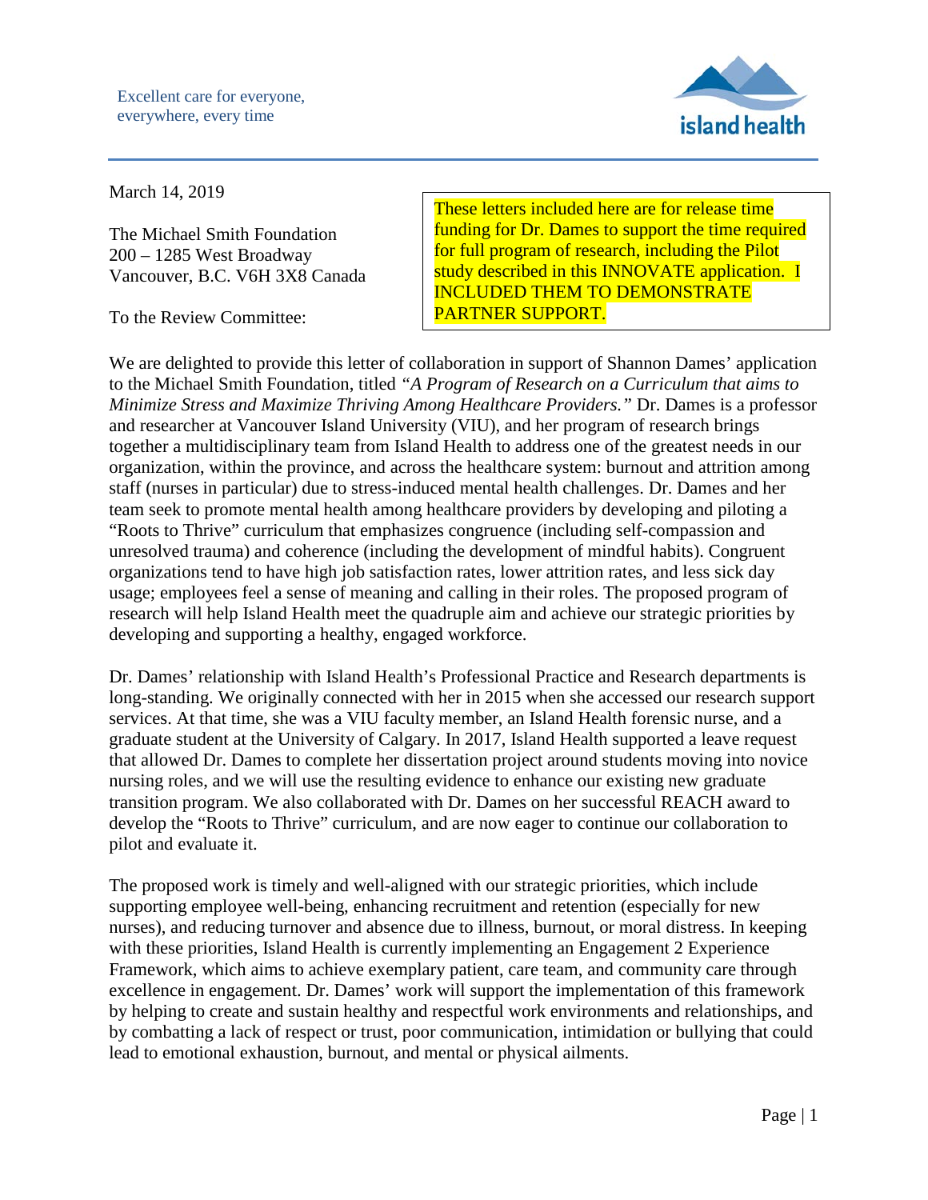Excellent care for everyone,
everywhere, every time

island health

March 14, 2019

The Michael Smith Foundation
200 – 1285 West Broadway
Vancouver, B.C. V6H 3X8 Canada

These letters included here are for release time funding for Dr. Dames to support the time required for full program of research, including the Pilot study described in this INNOVATE application. I INCLUDED THEM TO DEMONSTRATE PARTNER SUPPORT.

To the Review Committee:

We are delighted to provide this letter of collaboration in support of Shannon Dames' application to the Michael Smith Foundation, titled *"A Program of Research on a Curriculum that aims to Minimize Stress and Maximize Thriving Among Healthcare Providers."* Dr. Dames is a professor and researcher at Vancouver Island University (VIU), and her program of research brings together a multidisciplinary team from Island Health to address one of the greatest needs in our organization, within the province, and across the healthcare system: burnout and attrition among staff (nurses in particular) due to stress-induced mental health challenges. Dr. Dames and her team seek to promote mental health among healthcare providers by developing and piloting a "Roots to Thrive" curriculum that emphasizes congruence (including self-compassion and unresolved trauma) and coherence (including the development of mindful habits). Congruent organizations tend to have high job satisfaction rates, lower attrition rates, and less sick day usage; employees feel a sense of meaning and calling in their roles. The proposed program of research will help Island Health meet the quadruple aim and achieve our strategic priorities by developing and supporting a healthy, engaged workforce.

Dr. Dames' relationship with Island Health's Professional Practice and Research departments is long-standing. We originally connected with her in 2015 when she accessed our research support services. At that time, she was a VIU faculty member, an Island Health forensic nurse, and a graduate student at the University of Calgary. In 2017, Island Health supported a leave request that allowed Dr. Dames to complete her dissertation project around students moving into novice nursing roles, and we will use the resulting evidence to enhance our existing new graduate transition program. We also collaborated with Dr. Dames on her successful REACH award to develop the "Roots to Thrive" curriculum, and are now eager to continue our collaboration to pilot and evaluate it.

The proposed work is timely and well-aligned with our strategic priorities, which include supporting employee well-being, enhancing recruitment and retention (especially for new nurses), and reducing turnover and absence due to illness, burnout, or moral distress. In keeping with these priorities, Island Health is currently implementing an Engagement 2 Experience Framework, which aims to achieve exemplary patient, care team, and community care through excellence in engagement. Dr. Dames' work will support the implementation of this framework by helping to create and sustain healthy and respectful work environments and relationships, and by combatting a lack of respect or trust, poor communication, intimidation or bullying that could lead to emotional exhaustion, burnout, and mental or physical ailments.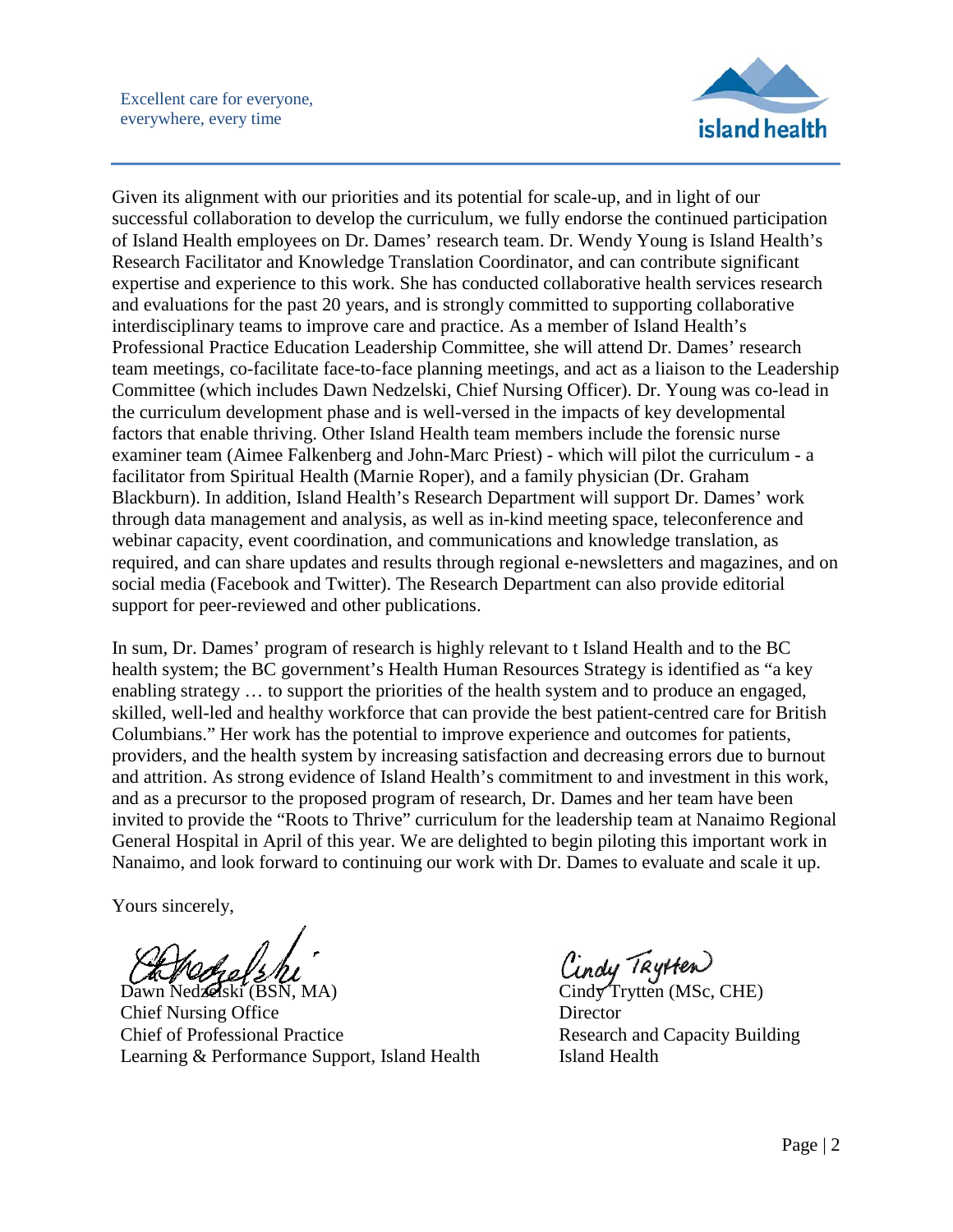Excellent care for everyone,
everywhere, every time

Given its alignment with our priorities and its potential for scale-up, and in light of our successful collaboration to develop the curriculum, we fully endorse the continued participation of Island Health employees on Dr. Dames' research team. Dr. Wendy Young is Island Health's Research Facilitator and Knowledge Translation Coordinator, and can contribute significant expertise and experience to this work. She has conducted collaborative health services research and evaluations for the past 20 years, and is strongly committed to supporting collaborative interdisciplinary teams to improve care and practice. As a member of Island Health's Professional Practice Education Leadership Committee, she will attend Dr. Dames' research team meetings, co-facilitate face-to-face planning meetings, and act as a liaison to the Leadership Committee (which includes Dawn Nedzelski, Chief Nursing Officer). Dr. Young was co-lead in the curriculum development phase and is well-versed in the impacts of key developmental factors that enable thriving. Other Island Health team members include the forensic nurse examiner team (Aimee Falkenberg and John-Marc Priest) - which will pilot the curriculum - a facilitator from Spiritual Health (Marnie Roper), and a family physician (Dr. Graham Blackburn). In addition, Island Health's Research Department will support Dr. Dames' work through data management and analysis, as well as in-kind meeting space, teleconference and webinar capacity, event coordination, and communications and knowledge translation, as required, and can share updates and results through regional e-newsletters and magazines, and on social media (Facebook and Twitter). The Research Department can also provide editorial support for peer-reviewed and other publications.

In sum, Dr. Dames' program of research is highly relevant to t Island Health and to the BC health system; the BC government's Health Human Resources Strategy is identified as "a key enabling strategy … to support the priorities of the health system and to produce an engaged, skilled, well-led and healthy workforce that can provide the best patient-centred care for British Columbians." Her work has the potential to improve experience and outcomes for patients, providers, and the health system by increasing satisfaction and decreasing errors due to burnout and attrition. As strong evidence of Island Health's commitment to and investment in this work, and as a precursor to the proposed program of research, Dr. Dames and her team have been invited to provide the "Roots to Thrive" curriculum for the leadership team at Nanaimo Regional General Hospital in April of this year. We are delighted to begin piloting this important work in Nanaimo, and look forward to continuing our work with Dr. Dames to evaluate and scale it up.

Yours sincerely,

Dawn Nedzelski (BSN, MA)
Chief Nursing Office
Chief of Professional Practice
Learning & Performance Support, Island Health

Cindy Trytten (MSc, CHE)
Director
Research and Capacity Building
Island Health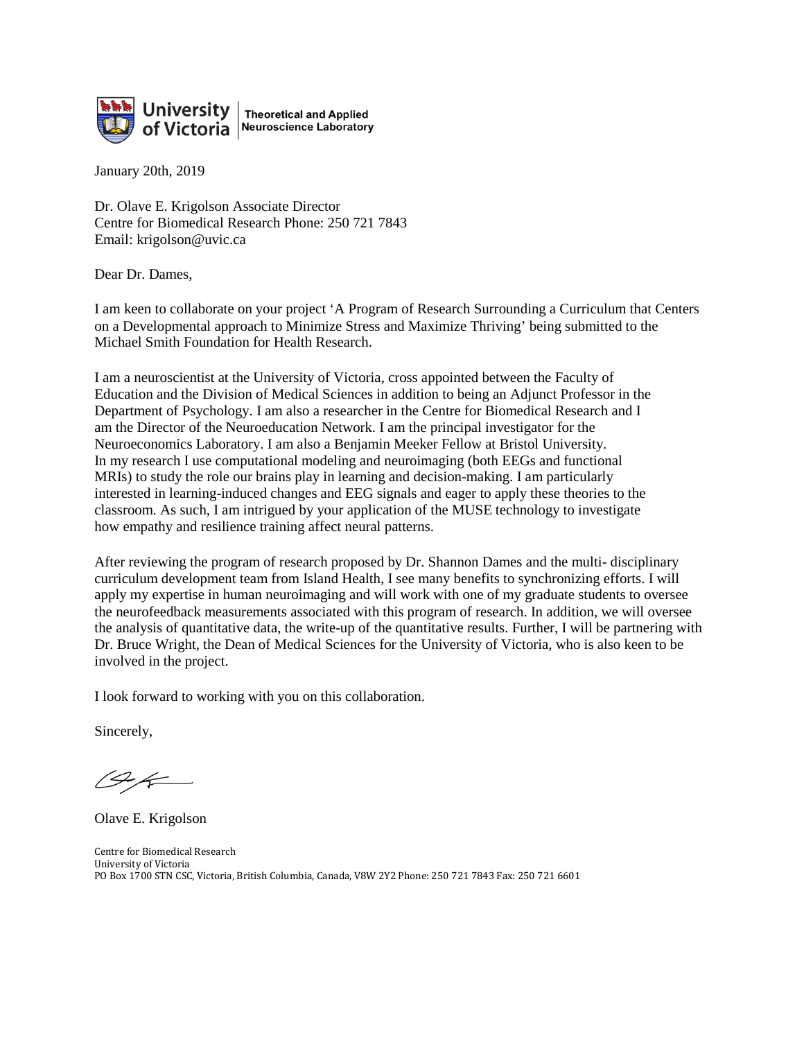University of Victoria | Theoretical and Applied Neuroscience Laboratory

January 20th, 2019

Dr. Olave E. Krigolson Associate Director
Centre for Biomedical Research Phone: 250 721 7843
Email: krigolson@uvic.ca

Dear Dr. Dames,

I am keen to collaborate on your project 'A Program of Research Surrounding a Curriculum that Centers on a Developmental approach to Minimize Stress and Maximize Thriving' being submitted to the Michael Smith Foundation for Health Research.

I am a neuroscientist at the University of Victoria, cross appointed between the Faculty of Education and the Division of Medical Sciences in addition to being an Adjunct Professor in the Department of Psychology. I am also a researcher in the Centre for Biomedical Research and I am the Director of the Neuroeducation Network. I am the principal investigator for the Neuroeconomics Laboratory. I am also a Benjamin Meeker Fellow at Bristol University. In my research I use computational modeling and neuroimaging (both EEGs and functional MRIs) to study the role our brains play in learning and decision-making. I am particularly interested in learning-induced changes and EEG signals and eager to apply these theories to the classroom. As such, I am intrigued by your application of the MUSE technology to investigate how empathy and resilience training affect neural patterns.

After reviewing the program of research proposed by Dr. Shannon Dames and the multi- disciplinary curriculum development team from Island Health, I see many benefits to synchronizing efforts. I will apply my expertise in human neuroimaging and will work with one of my graduate students to oversee the neurofeedback measurements associated with this program of research. In addition, we will oversee the analysis of quantitative data, the write-up of the quantitative results. Further, I will be partnering with Dr. Bruce Wright, the Dean of Medical Sciences for the University of Victoria, who is also keen to be involved in the project.

I look forward to working with you on this collaboration.

Sincerely,

Olave E. Krigolson

Centre for Biomedical Research
University of Victoria
PO Box 1700 STN CSC, Victoria, British Columbia, Canada, V8W 2Y2 Phone: 250 721 7843 Fax: 250 721 6601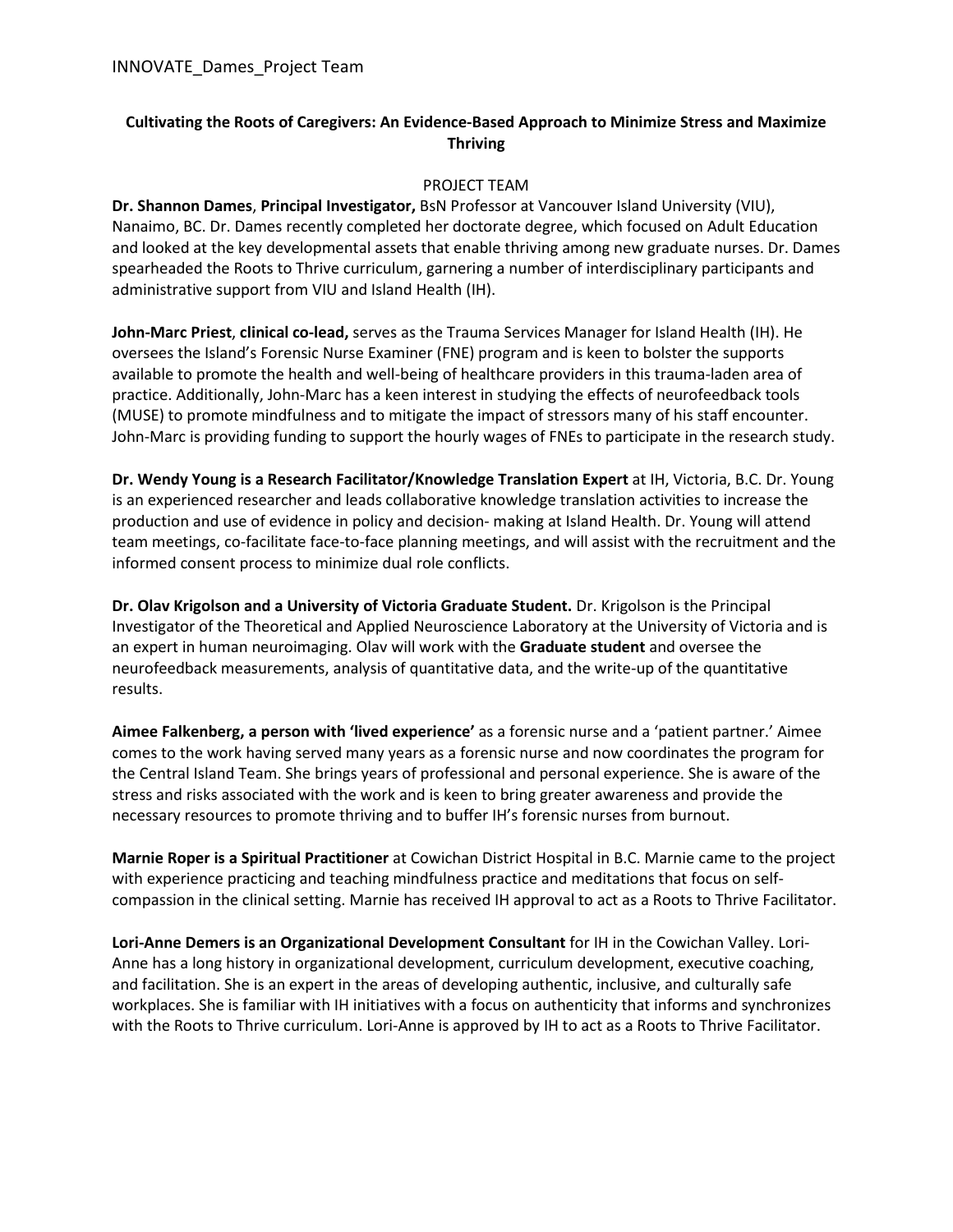INNOVATE_Dames_Project Team

**Cultivating the Roots of Caregivers: An Evidence-Based Approach to Minimize Stress and Maximize Thriving**

PROJECT TEAM

**Dr. Shannon Dames**, **Principal Investigator,** BsN Professor at Vancouver Island University (VIU), Nanaimo, BC. Dr. Dames recently completed her doctorate degree, which focused on Adult Education and looked at the key developmental assets that enable thriving among new graduate nurses. Dr. Dames spearheaded the Roots to Thrive curriculum, garnering a number of interdisciplinary participants and administrative support from VIU and Island Health (IH).

**John-Marc Priest**, **clinical co-lead,** serves as the Trauma Services Manager for Island Health (IH). He oversees the Island's Forensic Nurse Examiner (FNE) program and is keen to bolster the supports available to promote the health and well-being of healthcare providers in this trauma-laden area of practice. Additionally, John-Marc has a keen interest in studying the effects of neurofeedback tools (MUSE) to promote mindfulness and to mitigate the impact of stressors many of his staff encounter. John-Marc is providing funding to support the hourly wages of FNEs to participate in the research study.

**Dr. Wendy Young is a Research Facilitator/Knowledge Translation Expert** at IH, Victoria, B.C. Dr. Young is an experienced researcher and leads collaborative knowledge translation activities to increase the production and use of evidence in policy and decision- making at Island Health. Dr. Young will attend team meetings, co-facilitate face-to-face planning meetings, and will assist with the recruitment and the informed consent process to minimize dual role conflicts.

**Dr. Olav Krigolson and a University of Victoria Graduate Student.** Dr. Krigolson is the Principal Investigator of the Theoretical and Applied Neuroscience Laboratory at the University of Victoria and is an expert in human neuroimaging. Olav will work with the **Graduate student** and oversee the neurofeedback measurements, analysis of quantitative data, and the write-up of the quantitative results.

**Aimee Falkenberg, a person with 'lived experience'** as a forensic nurse and a 'patient partner.' Aimee comes to the work having served many years as a forensic nurse and now coordinates the program for the Central Island Team. She brings years of professional and personal experience. She is aware of the stress and risks associated with the work and is keen to bring greater awareness and provide the necessary resources to promote thriving and to buffer IH's forensic nurses from burnout.

**Marnie Roper is a Spiritual Practitioner** at Cowichan District Hospital in B.C. Marnie came to the project with experience practicing and teaching mindfulness practice and meditations that focus on self-compassion in the clinical setting. Marnie has received IH approval to act as a Roots to Thrive Facilitator.

**Lori-Anne Demers is an Organizational Development Consultant** for IH in the Cowichan Valley. Lori-Anne has a long history in organizational development, curriculum development, executive coaching, and facilitation. She is an expert in the areas of developing authentic, inclusive, and culturally safe workplaces. She is familiar with IH initiatives with a focus on authenticity that informs and synchronizes with the Roots to Thrive curriculum. Lori-Anne is approved by IH to act as a Roots to Thrive Facilitator.